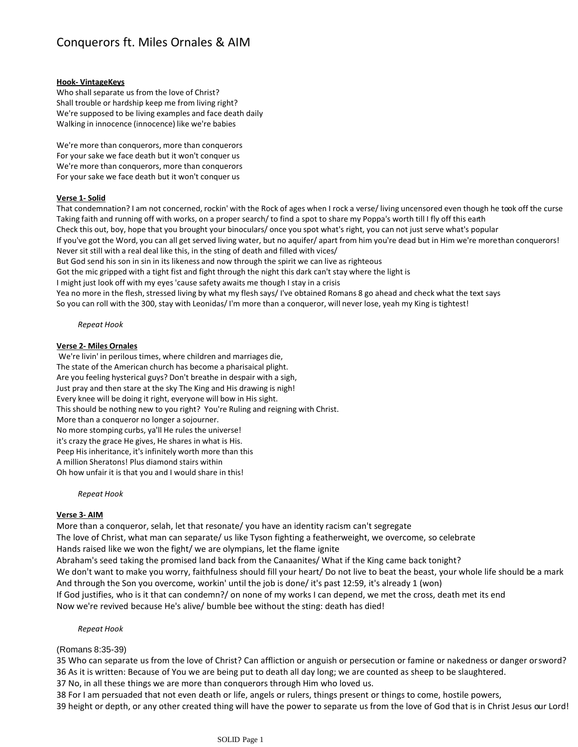# Conquerors ft. Miles Ornales & AIM

**Hook- VintageKeys**

Who shall separate us from the love of Christ?
Shall trouble or hardship keep me from living right?
We're supposed to be living examples and face death daily
Walking in innocence (innocence) like we're babies

We're more than conquerors, more than conquerors
For your sake we face death but it won't conquer us
We're more than conquerors, more than conquerors
For your sake we face death but it won't conquer us

**Verse 1- Solid**

That condemnation? I am not concerned, rockin' with the Rock of ages when I rock a verse/ living uncensored even though he took off the curse
Taking faith and running off with works, on a proper search/ to find a spot to share my Poppa's worth till I fly off this earth
Check this out, boy, hope that you brought your binoculars/ once you spot what's right, you can not just serve what's popular
If you've got the Word, you can all get served living water, but no aquifer/ apart from him you're dead but in Him we're more than conquerors!
Never sit still with a real deal like this, in the sting of death and filled with vices/
But God send his son in sin in its likeness and now through the spirit we can live as righteous
Got the mic gripped with a tight fist and fight through the night this dark can't stay where the light is
I might just look off with my eyes 'cause safety awaits me though I stay in a crisis
Yea no more in the flesh, stressed living by what my flesh says/ I've obtained Romans 8 go ahead and check what the text says
So you can roll with the 300, stay with Leonidas/ I'm more than a conqueror, will never lose, yeah my King is tightest!

*Repeat Hook*

**Verse 2- Miles Ornales**

We're livin' in perilous times, where children and marriages die,
The state of the American church has become a pharisaical plight.
Are you feeling hysterical guys? Don't breathe in despair with a sigh,
Just pray and then stare at the sky The King and His drawing is nigh!
Every knee will be doing it right, everyone will bow in His sight.
This should be nothing new to you right? You're Ruling and reigning with Christ.
More than a conqueror no longer a sojourner.
No more stomping curbs, ya'll He rules the universe!
it's crazy the grace He gives, He shares in what is His.
Peep His inheritance, it's infinitely worth more than this
A million Sheratons! Plus diamond stairs within
Oh how unfair it is that you and I would share in this!

*Repeat Hook*

**Verse 3- AIM**

More than a conqueror, selah, let that resonate/ you have an identity racism can't segregate
The love of Christ, what man can separate/ us like Tyson fighting a featherweight, we overcome, so celebrate
Hands raised like we won the fight/ we are olympians, let the flame ignite
Abraham's seed taking the promised land back from the Canaanites/ What if the King came back tonight?
We don't want to make you worry, faithfulness should fill your heart/ Do not live to beat the beast, your whole life should be a mark
And through the Son you overcome, workin' until the job is done/ it's past 12:59, it's already 1 (won)
If God justifies, who is it that can condemn?/ on none of my works I can depend, we met the cross, death met its end
Now we're revived because He's alive/ bumble bee without the sting: death has died!

*Repeat Hook*

(Romans 8:35-39)

35 Who can separate us from the love of Christ? Can affliction or anguish or persecution or famine or nakedness or danger or sword?
36 As it is written: Because of You we are being put to death all day long; we are counted as sheep to be slaughtered.
37 No, in all these things we are more than conquerors through Him who loved us.
38 For I am persuaded that not even death or life, angels or rulers, things present or things to come, hostile powers,
39 height or depth, or any other created thing will have the power to separate us from the love of God that is in Christ Jesus our Lord!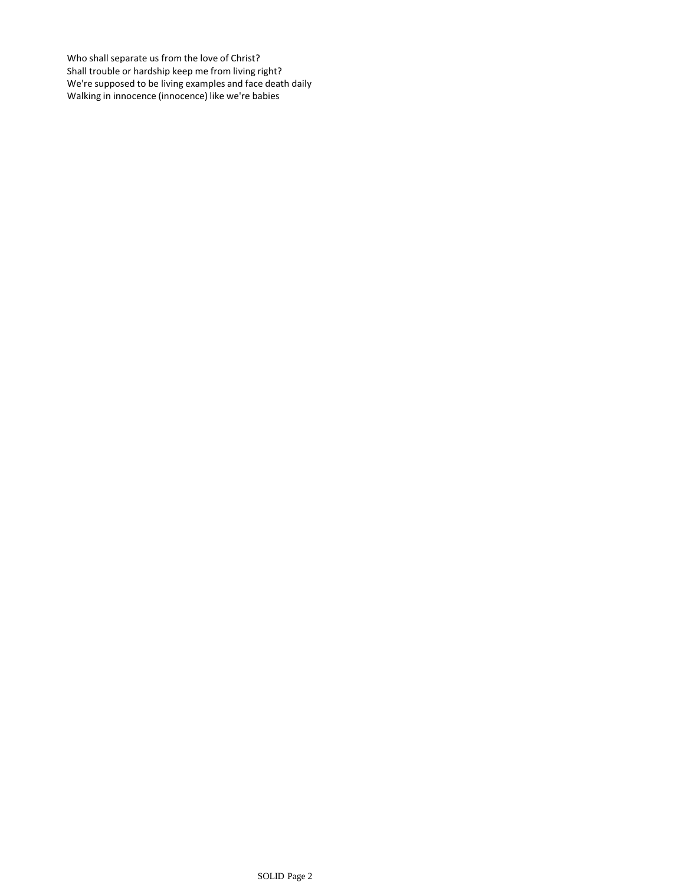Who shall separate us from the love of Christ?
Shall trouble or hardship keep me from living right?
We're supposed to be living examples and face death daily
Walking in innocence (innocence) like we're babies